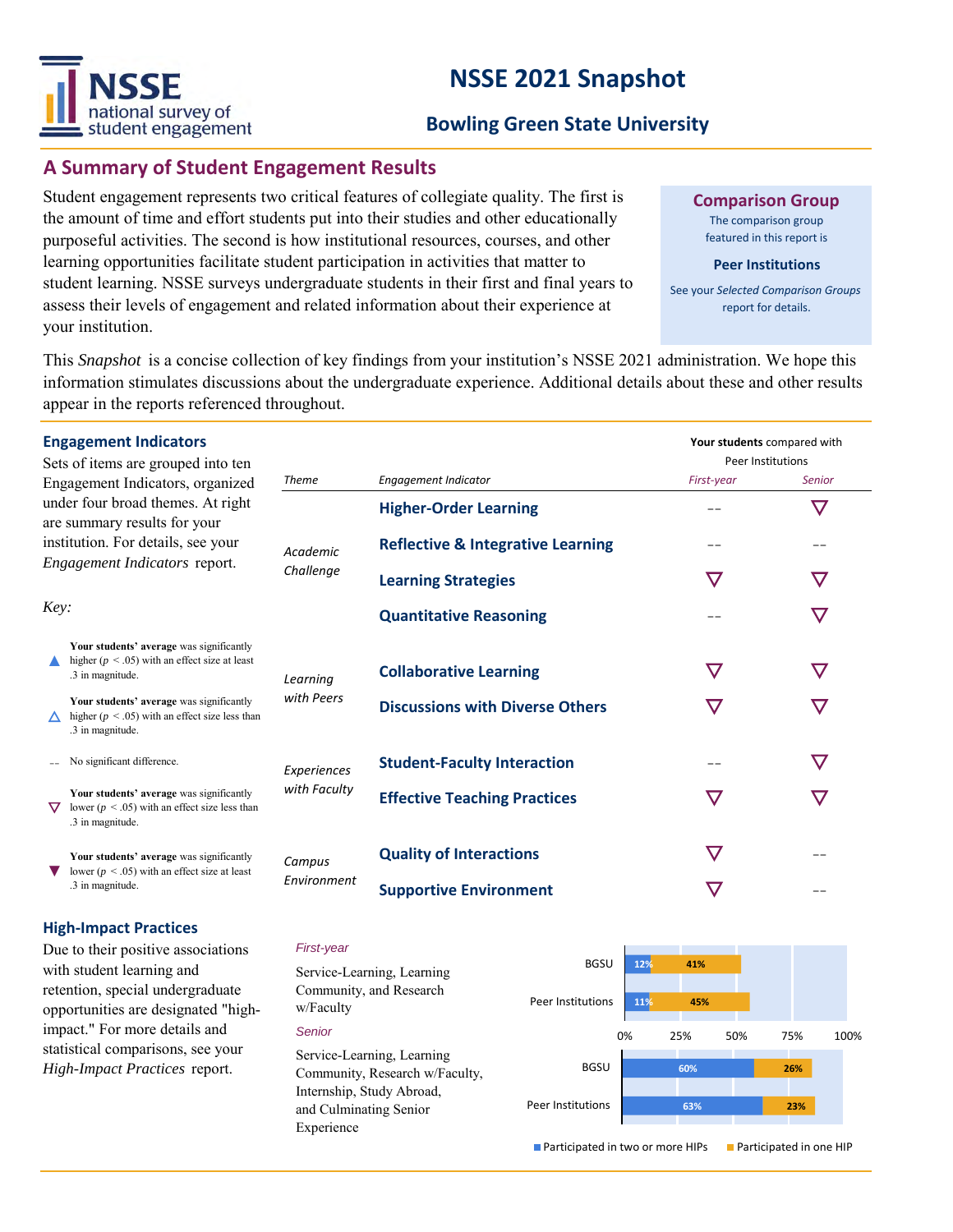# NSSE 2021 Snapshot

## Bowling Green State University

## A Summary of Student Engagement Results

Student engagement represents two critical features of collegiate quality. The first is the amount of time and effort students put into their studies and other educationally purposeful activities. The second is how institutional resources, courses, and other learning opportunities facilitate student participation in activities that matter to student learning. NSSE surveys undergraduate students in their first and final years to assess their levels of engagement and related information about their experience at your institution.

**Comparison Group**

The comparison group featured in this report is

**Peer Institutions**

See your *Selected Comparison Groups* report for details.

This *Snapshot* is a concise collection of key findings from your institution's NSSE 2021 administration. We hope this information stimulates discussions about the undergraduate experience. Additional details about these and other results appear in the reports referenced throughout.

### Engagement Indicators

Sets of items are grouped into ten Engagement Indicators, organized under four broad themes. At right are summary results for your institution. For details, see your *Engagement Indicators* report.

**Your students** compared with Peer Institutions

| Theme | Engagement Indicator | First-year | Senior |
|---|---|---|---|
| Academic Challenge | Higher-Order Learning | -- | ▽ |
| | Reflective & Integrative Learning | -- | -- |
| | Learning Strategies | ▽ | ▽ |
| | Quantitative Reasoning | -- | ▽ |
| Learning with Peers | Collaborative Learning | ▽ | ▽ |
| | Discussions with Diverse Others | ▽ | ▽ |
| Experiences with Faculty | Student-Faculty Interaction | -- | ▽ |
| | Effective Teaching Practices | ▽ | ▽ |
| Campus Environment | Quality of Interactions | ▽ | -- |
| | Supportive Environment | ▽ | -- |

*Key:*

- ▲ **Your students' average** was significantly higher ($p < .05$) with an effect size at least .3 in magnitude.
- △ **Your students' average** was significantly higher ($p < .05$) with an effect size less than .3 in magnitude.
- -- No significant difference.
- ▽ **Your students' average** was significantly lower ($p < .05$) with an effect size less than .3 in magnitude.
- ▼ **Your students' average** was significantly lower ($p < .05$) with an effect size at least .3 in magnitude.

### High-Impact Practices

Due to their positive associations with student learning and retention, special undergraduate opportunities are designated "high-impact." For more details and statistical comparisons, see your *High-Impact Practices* report.

*First-year*

Service-Learning, Learning Community, and Research w/Faculty

*Senior*

Service-Learning, Learning Community, Research w/Faculty, Internship, Study Abroad, and Culminating Senior Experience

| Group | | Participated in two or more HIPs | Participated in one HIP |
|---|---|---|---|
| First-year | BGSU | 12% | 41% |
| First-year | Peer Institutions | 11% | 45% |
| Senior | BGSU | 60% | 26% |
| Senior | Peer Institutions | 63% | 23% |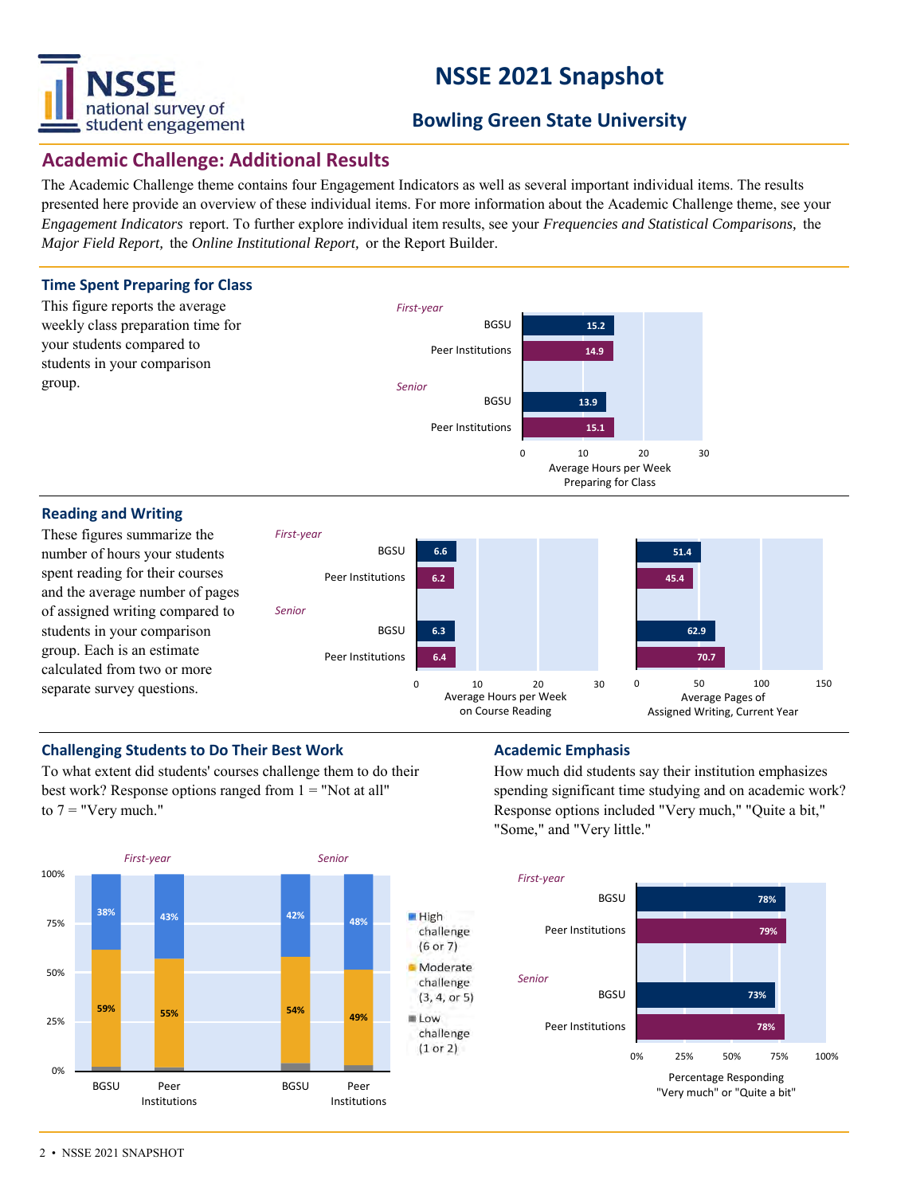# NSSE 2021 Snapshot

## Bowling Green State University

## Academic Challenge: Additional Results

The Academic Challenge theme contains four Engagement Indicators as well as several important individual items. The results presented here provide an overview of these individual items. For more information about the Academic Challenge theme, see your *Engagement Indicators* report. To further explore individual item results, see your *Frequencies and Statistical Comparisons,* the *Major Field Report,* the *Online Institutional Report,* or the Report Builder.

### Time Spent Preparing for Class

This figure reports the average weekly class preparation time for your students compared to students in your comparison group.

| | | Average Hours per Week Preparing for Class |
|---|---|---|
| *First-year* | BGSU | 15.2 |
| | Peer Institutions | 14.9 |
| *Senior* | BGSU | 13.9 |
| | Peer Institutions | 15.1 |

### Reading and Writing

These figures summarize the number of hours your students spent reading for their courses and the average number of pages of assigned writing compared to students in your comparison group. Each is an estimate calculated from two or more separate survey questions.

| | | Average Hours per Week on Course Reading | Average Pages of Assigned Writing, Current Year |
|---|---|---|---|
| *First-year* | BGSU | 6.6 | 51.4 |
| | Peer Institutions | 6.2 | 45.4 |
| *Senior* | BGSU | 6.3 | 62.9 |
| | Peer Institutions | 6.4 | 70.7 |

### Challenging Students to Do Their Best Work

To what extent did students' courses challenge them to do their best work? Response options ranged from 1 = "Not at all" to 7 = "Very much."

| | | High challenge (6 or 7) | Moderate challenge (3, 4, or 5) |
|---|---|---|---|
| *First-year* | BGSU | 38% | 59% |
| | Peer Institutions | 43% | 55% |
| *Senior* | BGSU | 42% | 54% |
| | Peer Institutions | 48% | 49% |

### Academic Emphasis

How much did students say their institution emphasizes spending significant time studying and on academic work? Response options included "Very much," "Quite a bit," "Some," and "Very little."

| | | Percentage Responding "Very much" or "Quite a bit" |
|---|---|---|
| *First-year* | BGSU | 78% |
| | Peer Institutions | 79% |
| *Senior* | BGSU | 73% |
| | Peer Institutions | 78% |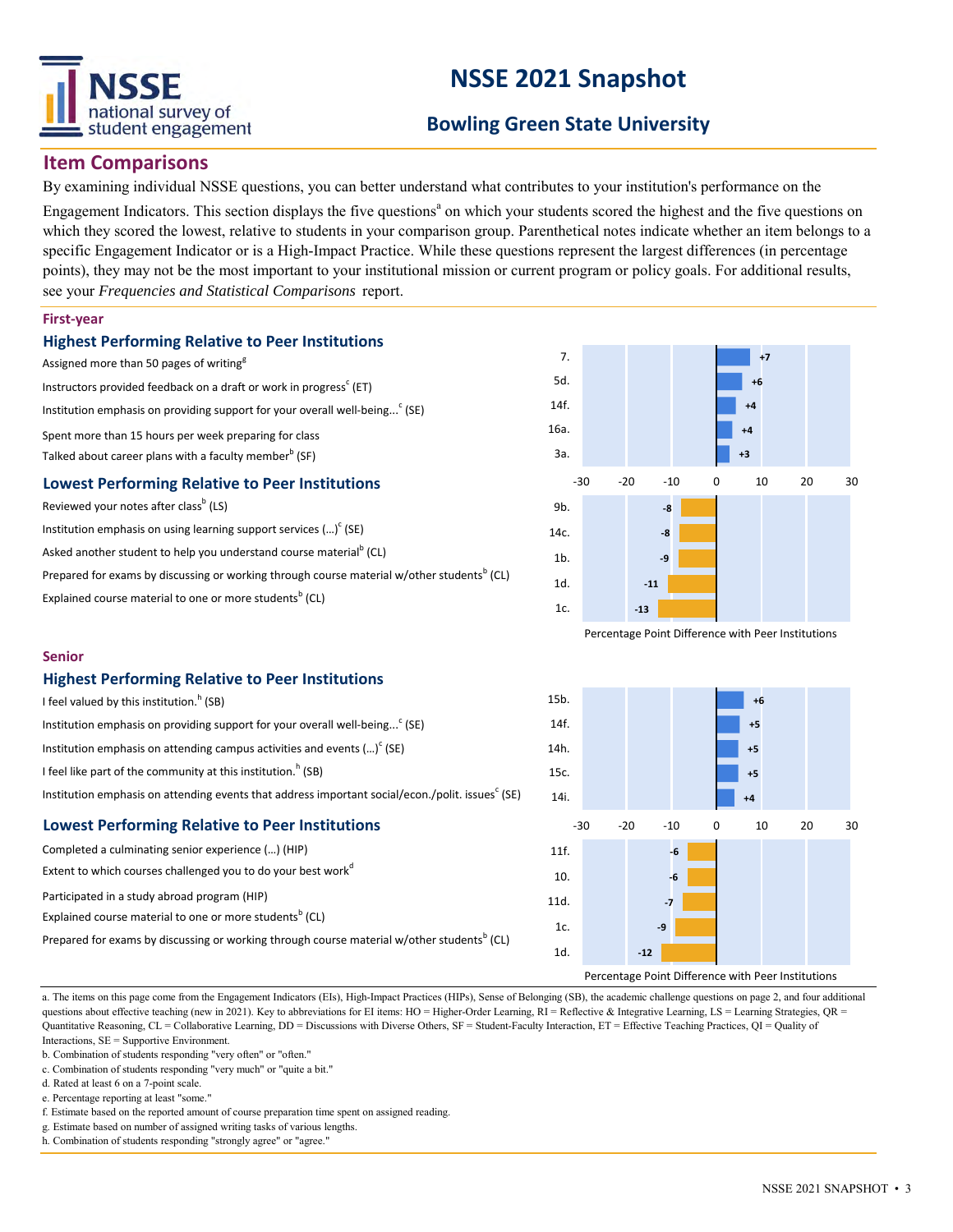## NSSE 2021 Snapshot

### Bowling Green State University

## Item Comparisons

By examining individual NSSE questions, you can better understand what contributes to your institution's performance on the Engagement Indicators. This section displays the five questions[a] on which your students scored the highest and the five questions on which they scored the lowest, relative to students in your comparison group. Parenthetical notes indicate whether an item belongs to a specific Engagement Indicator or is a High-Impact Practice. While these questions represent the largest differences (in percentage points), they may not be the most important to your institutional mission or current program or policy goals. For additional results, see your *Frequencies and Statistical Comparisons* report.

### First-year

#### Highest Performing Relative to Peer Institutions

| Item | | Percentage Point Difference with Peer Institutions |
|---|---|---|
| Assigned more than 50 pages of writing[g] | 7. | +7 |
| Instructors provided feedback on a draft or work in progress[c] (ET) | 5d. | +6 |
| Institution emphasis on providing support for your overall well-being...[c] (SE) | 14f. | +4 |
| Spent more than 15 hours per week preparing for class | 16a. | +4 |
| Talked about career plans with a faculty member[b] (SF) | 3a. | +3 |

#### Lowest Performing Relative to Peer Institutions

| Item | | Percentage Point Difference with Peer Institutions |
|---|---|---|
| Reviewed your notes after class[b] (LS) | 9b. | -8 |
| Institution emphasis on using learning support services (...)[c] (SE) | 14c. | -8 |
| Asked another student to help you understand course material[b] (CL) | 1b. | -9 |
| Prepared for exams by discussing or working through course material w/other students[b] (CL) | 1d. | -11 |
| Explained course material to one or more students[b] (CL) | 1c. | -13 |

### Senior

#### Highest Performing Relative to Peer Institutions

| Item | | Percentage Point Difference with Peer Institutions |
|---|---|---|
| I feel valued by this institution.[h] (SB) | 15b. | +6 |
| Institution emphasis on providing support for your overall well-being...[c] (SE) | 14f. | +5 |
| Institution emphasis on attending campus activities and events (...)[c] (SE) | 14h. | +5 |
| I feel like part of the community at this institution.[h] (SB) | 15c. | +5 |
| Institution emphasis on attending events that address important social/econ./polit. issues[c] (SE) | 14i. | +4 |

#### Lowest Performing Relative to Peer Institutions

| Item | | Percentage Point Difference with Peer Institutions |
|---|---|---|
| Completed a culminating senior experience (...) (HIP) | 11f. | -6 |
| Extent to which courses challenged you to do your best work[d] | 10. | -6 |
| Participated in a study abroad program (HIP) | 11d. | -7 |
| Explained course material to one or more students[b] (CL) | 1c. | -9 |
| Prepared for exams by discussing or working through course material w/other students[b] (CL) | 1d. | -12 |

a. The items on this page come from the Engagement Indicators (EIs), High-Impact Practices (HIPs), Sense of Belonging (SB), the academic challenge questions on page 2, and four additional questions about effective teaching (new in 2021). Key to abbreviations for EI items: HO = Higher-Order Learning, RI = Reflective & Integrative Learning, LS = Learning Strategies, QR = Quantitative Reasoning, CL = Collaborative Learning, DD = Discussions with Diverse Others, SF = Student-Faculty Interaction, ET = Effective Teaching Practices, QI = Quality of Interactions, SE = Supportive Environment.
b. Combination of students responding "very often" or "often."
c. Combination of students responding "very much" or "quite a bit."
d. Rated at least 6 on a 7-point scale.
e. Percentage reporting at least "some."
f. Estimate based on the reported amount of course preparation time spent on assigned reading.
g. Estimate based on number of assigned writing tasks of various lengths.
h. Combination of students responding "strongly agree" or "agree."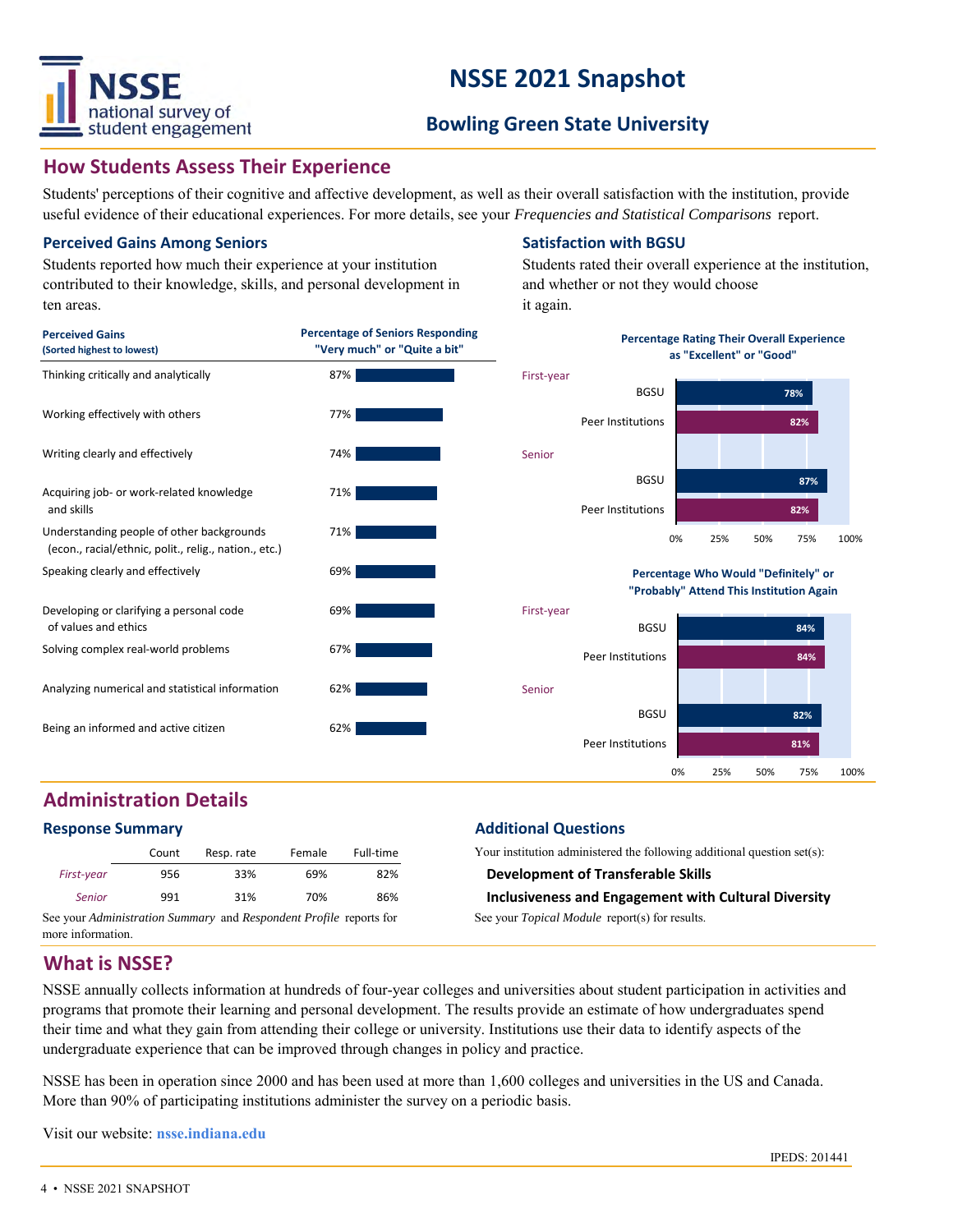# NSSE 2021 Snapshot

## Bowling Green State University

## How Students Assess Their Experience

Students' perceptions of their cognitive and affective development, as well as their overall satisfaction with the institution, provide useful evidence of their educational experiences. For more details, see your *Frequencies and Statistical Comparisons* report.

### Perceived Gains Among Seniors

Students reported how much their experience at your institution contributed to their knowledge, skills, and personal development in ten areas.

**Perceived Gains** (Sorted highest to lowest)

**Percentage of Seniors Responding "Very much" or "Quite a bit"**

Thinking critically and analytically 87%
Working effectively with others 77%
Writing clearly and effectively 74%
Acquiring job- or work-related knowledge and skills 71%
Understanding people of other backgrounds (econ., racial/ethnic, polit., relig., nation., etc.) 71%
Speaking clearly and effectively 69%
Developing or clarifying a personal code of values and ethics 69%
Solving complex real-world problems 67%
Analyzing numerical and statistical information 62%
Being an informed and active citizen 62%

### Satisfaction with BGSU

Students rated their overall experience at the institution, and whether or not they would choose it again.

**Percentage Rating Their Overall Experience as "Excellent" or "Good"**

First-year
BGSU 78%
Peer Institutions 82%
Senior
BGSU 87%
Peer Institutions 82%

0% 25% 50% 75% 100%

**Percentage Who Would "Definitely" or "Probably" Attend This Institution Again**

First-year
BGSU 84%
Peer Institutions 84%
Senior
BGSU 82%
Peer Institutions 81%

0% 25% 50% 75% 100%

## Administration Details

### Response Summary

| | Count | Resp. rate | Female | Full-time |
|---|---|---|---|---|
| *First-year* | 956 | 33% | 69% | 82% |
| *Senior* | 991 | 31% | 70% | 86% |

See your *Administration Summary* and *Respondent Profile* reports for more information.

### Additional Questions

Your institution administered the following additional question set(s):

**Development of Transferable Skills**

**Inclusiveness and Engagement with Cultural Diversity**

See your *Topical Module* report(s) for results.

## What is NSSE?

NSSE annually collects information at hundreds of four-year colleges and universities about student participation in activities and programs that promote their learning and personal development. The results provide an estimate of how undergraduates spend their time and what they gain from attending their college or university. Institutions use their data to identify aspects of the undergraduate experience that can be improved through changes in policy and practice.

NSSE has been in operation since 2000 and has been used at more than 1,600 colleges and universities in the US and Canada. More than 90% of participating institutions administer the survey on a periodic basis.

Visit our website: **nsse.indiana.edu**

IPEDS: 201441